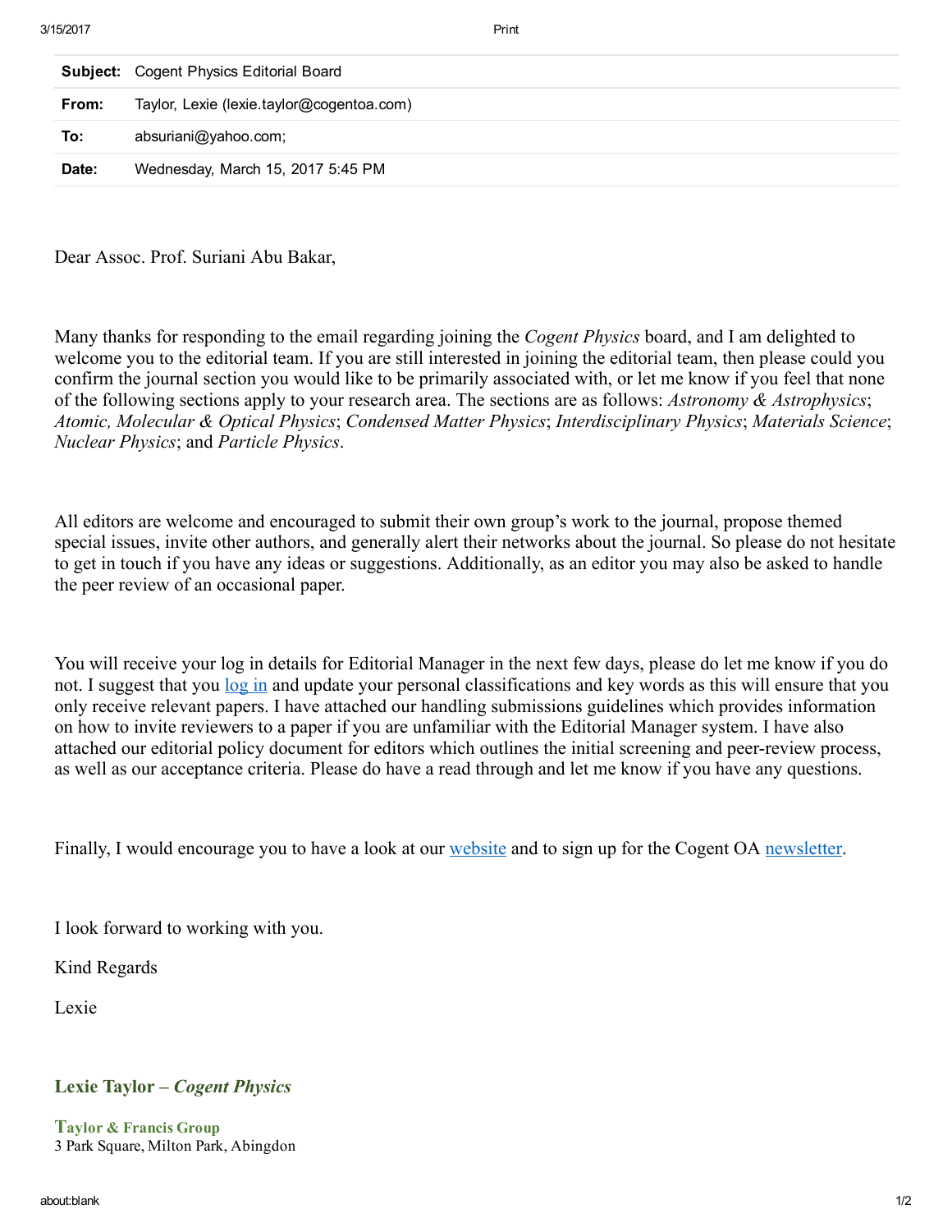| **Subject:** | Cogent Physics Editorial Board |
| --- | --- |
| **From:** | Taylor, Lexie (lexie.taylor@cogentoa.com) |
| **To:** | absuriani@yahoo.com; |
| **Date:** | Wednesday, March 15, 2017 5:45 PM |

Dear Assoc. Prof. Suriani Abu Bakar,

Many thanks for responding to the email regarding joining the *Cogent Physics* board, and I am delighted to welcome you to the editorial team. If you are still interested in joining the editorial team, then please could you confirm the journal section you would like to be primarily associated with, or let me know if you feel that none of the following sections apply to your research area. The sections are as follows: *Astronomy & Astrophysics*; *Atomic, Molecular & Optical Physics*; *Condensed Matter Physics*; *Interdisciplinary Physics*; *Materials Science*; *Nuclear Physics*; and *Particle Physics*.

All editors are welcome and encouraged to submit their own group's work to the journal, propose themed special issues, invite other authors, and generally alert their networks about the journal. So please do not hesitate to get in touch if you have any ideas or suggestions. Additionally, as an editor you may also be asked to handle the peer review of an occasional paper.

You will receive your log in details for Editorial Manager in the next few days, please do let me know if you do not. I suggest that you log in and update your personal classifications and key words as this will ensure that you only receive relevant papers. I have attached our handling submissions guidelines which provides information on how to invite reviewers to a paper if you are unfamiliar with the Editorial Manager system. I have also attached our editorial policy document for editors which outlines the initial screening and peer-review process, as well as our acceptance criteria. Please do have a read through and let me know if you have any questions.

Finally, I would encourage you to have a look at our website and to sign up for the Cogent OA newsletter.

I look forward to working with you.

Kind Regards

Lexie

**Lexie Taylor – *Cogent Physics***

**Taylor & Francis Group**
3 Park Square, Milton Park, Abingdon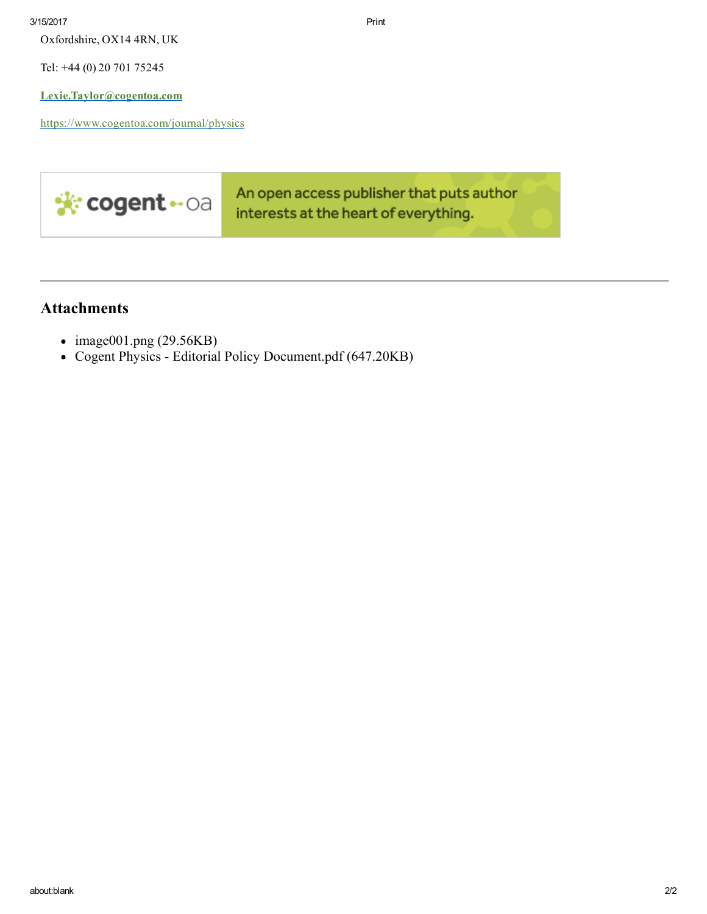Oxfordshire, OX14 4RN, UK

Tel: +44 (0) 20 701 75245

**Lexie.Taylor@cogentoa.com**

https://www.cogentoa.com/journal/physics

cogent oa — An open access publisher that puts author interests at the heart of everything.

---

## Attachments

- image001.png (29.56KB)
- Cogent Physics - Editorial Policy Document.pdf (647.20KB)